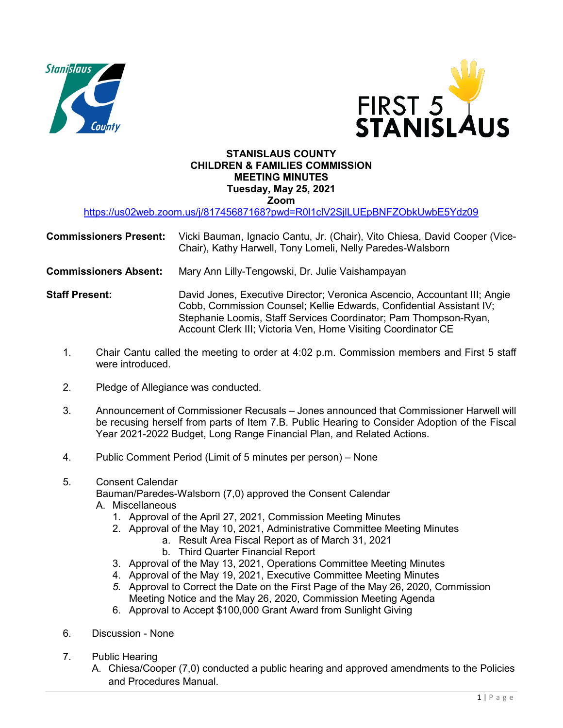**STANISLAUS COUNTY**
**CHILDREN & FAMILIES COMMISSION**
**MEETING MINUTES**
**Tuesday, May 25, 2021**
**Zoom**

https://us02web.zoom.us/j/81745687168?pwd=R0l1clV2SjlLUEpBNFZObkUwbE5Ydz09

**Commissioners Present:** Vicki Bauman, Ignacio Cantu, Jr. (Chair), Vito Chiesa, David Cooper (Vice-Chair), Kathy Harwell, Tony Lomeli, Nelly Paredes-Walsborn

**Commissioners Absent:** Mary Ann Lilly-Tengowski, Dr. Julie Vaishampayan

**Staff Present:** David Jones, Executive Director; Veronica Ascencio, Accountant III; Angie Cobb, Commission Counsel; Kellie Edwards, Confidential Assistant IV; Stephanie Loomis, Staff Services Coordinator; Pam Thompson-Ryan, Account Clerk III; Victoria Ven, Home Visiting Coordinator CE

1. Chair Cantu called the meeting to order at 4:02 p.m. Commission members and First 5 staff were introduced.

2. Pledge of Allegiance was conducted.

3. Announcement of Commissioner Recusals – Jones announced that Commissioner Harwell will be recusing herself from parts of Item 7.B. Public Hearing to Consider Adoption of the Fiscal Year 2021-2022 Budget, Long Range Financial Plan, and Related Actions.

4. Public Comment Period (Limit of 5 minutes per person) – None

5. Consent Calendar
   Bauman/Paredes-Walsborn (7,0) approved the Consent Calendar
   A. Miscellaneous
      1. Approval of the April 27, 2021, Commission Meeting Minutes
      2. Approval of the May 10, 2021, Administrative Committee Meeting Minutes
         a. Result Area Fiscal Report as of March 31, 2021
         b. Third Quarter Financial Report
      3. Approval of the May 13, 2021, Operations Committee Meeting Minutes
      4. Approval of the May 19, 2021, Executive Committee Meeting Minutes
      5. Approval to Correct the Date on the First Page of the May 26, 2020, Commission Meeting Notice and the May 26, 2020, Commission Meeting Agenda
      6. Approval to Accept $100,000 Grant Award from Sunlight Giving

6. Discussion - None

7. Public Hearing
   A. Chiesa/Cooper (7,0) conducted a public hearing and approved amendments to the Policies and Procedures Manual.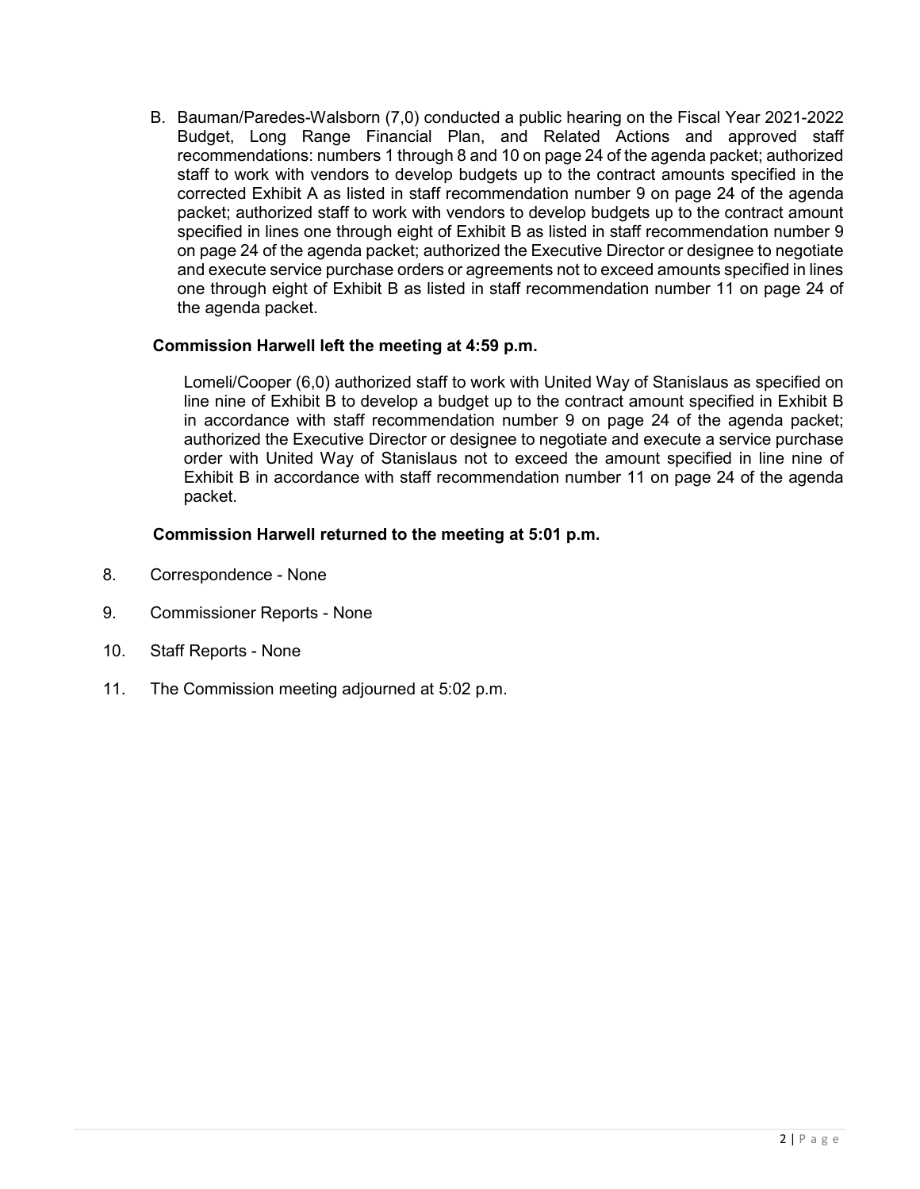B. Bauman/Paredes-Walsborn (7,0) conducted a public hearing on the Fiscal Year 2021-2022 Budget, Long Range Financial Plan, and Related Actions and approved staff recommendations: numbers 1 through 8 and 10 on page 24 of the agenda packet; authorized staff to work with vendors to develop budgets up to the contract amounts specified in the corrected Exhibit A as listed in staff recommendation number 9 on page 24 of the agenda packet; authorized staff to work with vendors to develop budgets up to the contract amount specified in lines one through eight of Exhibit B as listed in staff recommendation number 9 on page 24 of the agenda packet; authorized the Executive Director or designee to negotiate and execute service purchase orders or agreements not to exceed amounts specified in lines one through eight of Exhibit B as listed in staff recommendation number 11 on page 24 of the agenda packet.

**Commission Harwell left the meeting at 4:59 p.m.**

Lomeli/Cooper (6,0) authorized staff to work with United Way of Stanislaus as specified on line nine of Exhibit B to develop a budget up to the contract amount specified in Exhibit B in accordance with staff recommendation number 9 on page 24 of the agenda packet; authorized the Executive Director or designee to negotiate and execute a service purchase order with United Way of Stanislaus not to exceed the amount specified in line nine of Exhibit B in accordance with staff recommendation number 11 on page 24 of the agenda packet.

**Commission Harwell returned to the meeting at 5:01 p.m.**

8. Correspondence - None
9. Commissioner Reports - None
10. Staff Reports - None
11. The Commission meeting adjourned at 5:02 p.m.